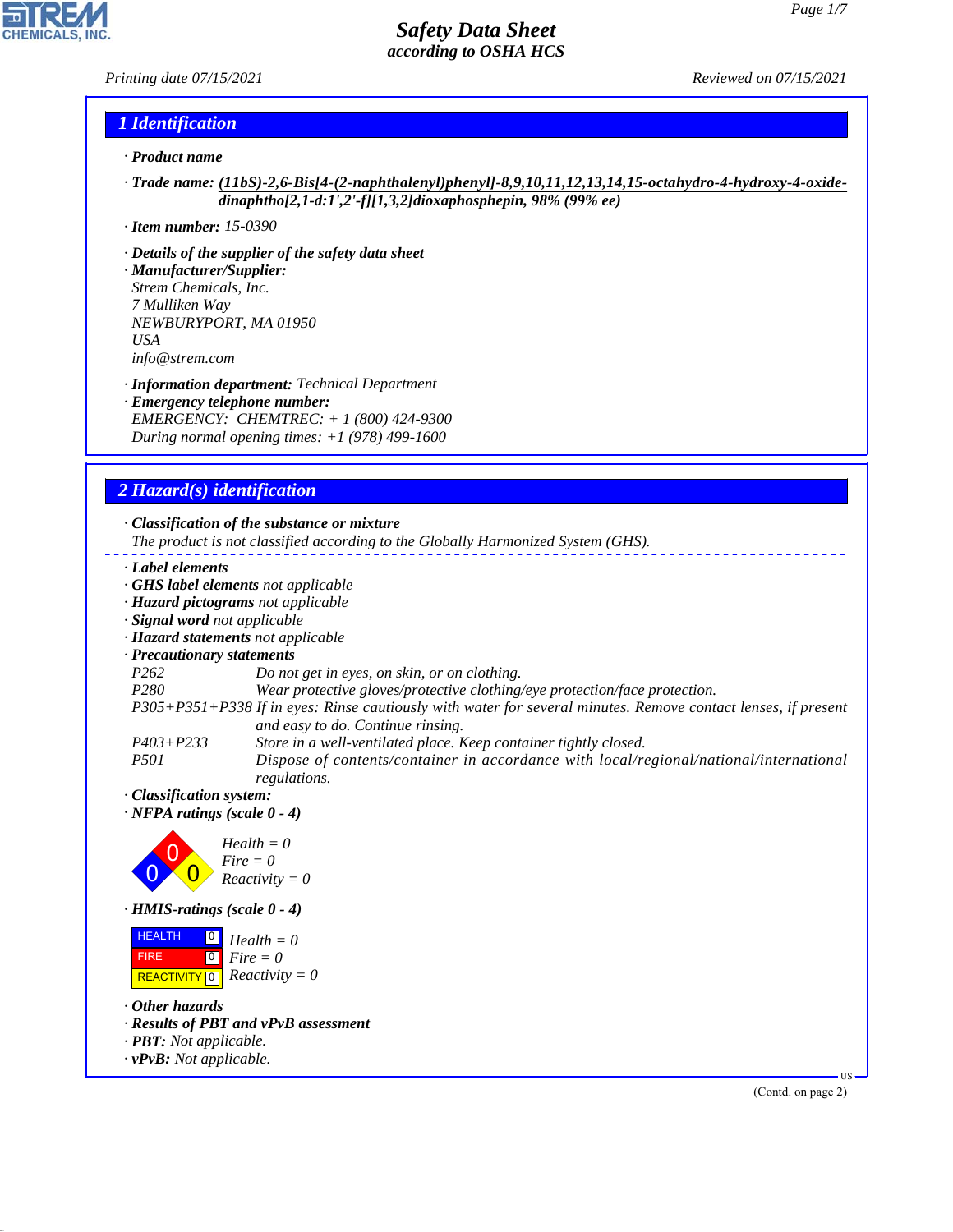# Safety Data Sheet
## according to OSHA HCS

Printing date 07/15/2021 Reviewed on 07/15/2021

## 1 Identification

· **Product name**

· **Trade name:** **(11bS)-2,6-Bis[4-(2-naphthalenyl)phenyl]-8,9,10,11,12,13,14,15-octahydro-4-hydroxy-4-oxide-dinaphtho[2,1-d:1',2'-f][1,3,2]dioxaphosphepin, 98% (99% ee)**

· **Item number:** 15-0390

· **Details of the supplier of the safety data sheet**
· **Manufacturer/Supplier:**
Strem Chemicals, Inc.
7 Mulliken Way
NEWBURYPORT, MA 01950
USA
info@strem.com

· **Information department:** Technical Department
· **Emergency telephone number:**
EMERGENCY: CHEMTREC: + 1 (800) 424-9300
During normal opening times: +1 (978) 499-1600

## 2 Hazard(s) identification

· **Classification of the substance or mixture**
The product is not classified according to the Globally Harmonized System (GHS).

· **Label elements**
· **GHS label elements** not applicable
· **Hazard pictograms** not applicable
· **Signal word** not applicable
· **Hazard statements** not applicable
· **Precautionary statements**

| | |
|---|---|
| P262 | Do not get in eyes, on skin, or on clothing. |
| P280 | Wear protective gloves/protective clothing/eye protection/face protection. |
| P305+P351+P338 | If in eyes: Rinse cautiously with water for several minutes. Remove contact lenses, if present and easy to do. Continue rinsing. |
| P403+P233 | Store in a well-ventilated place. Keep container tightly closed. |
| P501 | Dispose of contents/container in accordance with local/regional/national/international regulations. |

· **Classification system:**
· **NFPA ratings (scale 0 - 4)**

Health = 0
Fire = 0
Reactivity = 0

· **HMIS-ratings (scale 0 - 4)**

| | | |
|---|---|---|
| HEALTH | 0 | Health = 0 |
| FIRE | 0 | Fire = 0 |
| REACTIVITY | 0 | Reactivity = 0 |

· **Other hazards**
· **Results of PBT and vPvB assessment**
· **PBT:** Not applicable.
· **vPvB:** Not applicable.

(Contd. on page 2)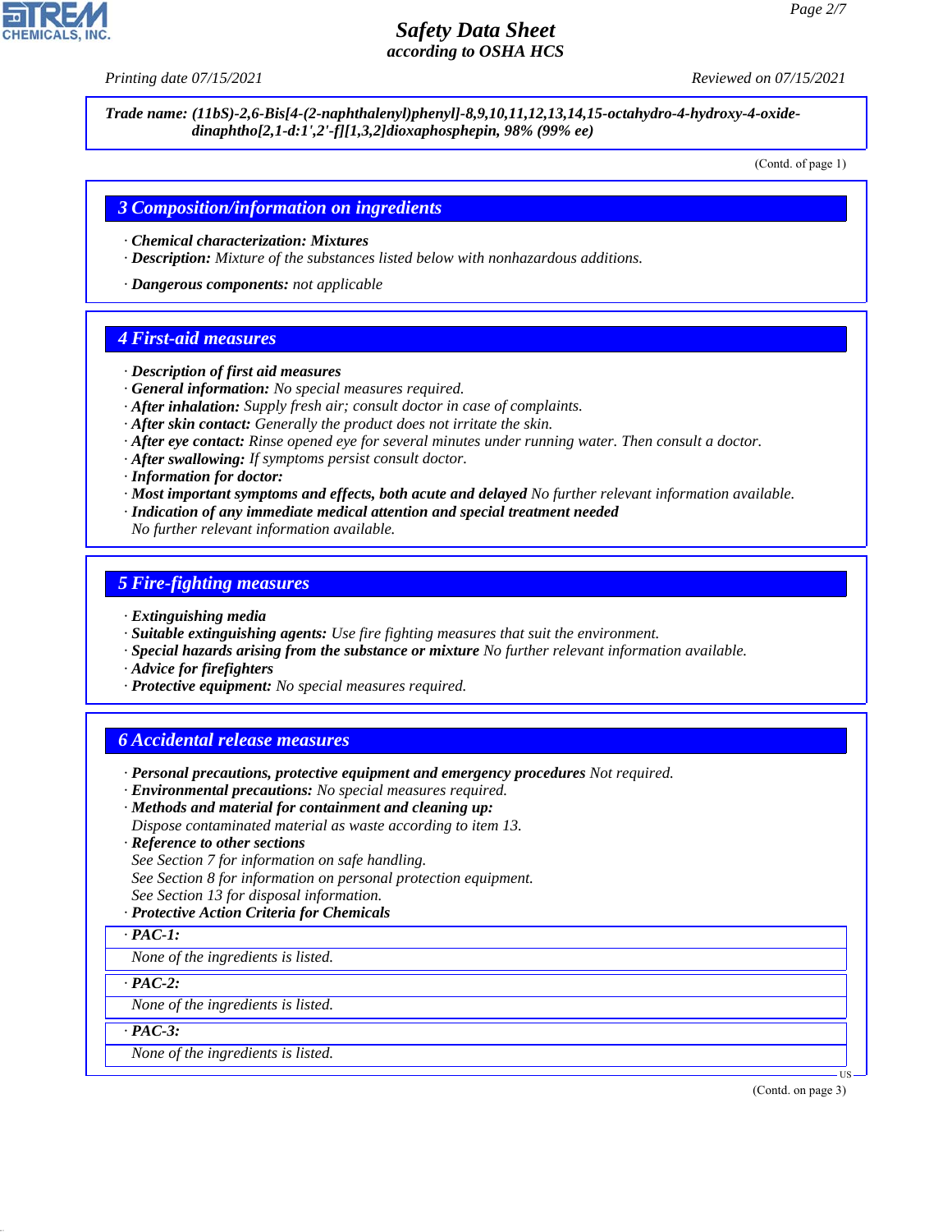**Trade name: (11bS)-2,6-Bis[4-(2-naphthalenyl)phenyl]-8,9,10,11,12,13,14,15-octahydro-4-hydroxy-4-oxide-dinaphtho[2,1-d:1',2'-f][1,3,2]dioxaphosphepin, 98% (99% ee)**

(Contd. of page 1)

## 3 Composition/information on ingredients

· **Chemical characterization: Mixtures**
· **Description:** Mixture of the substances listed below with nonhazardous additions.

· **Dangerous components:** not applicable

## 4 First-aid measures

· **Description of first aid measures**
· **General information:** No special measures required.
· **After inhalation:** Supply fresh air; consult doctor in case of complaints.
· **After skin contact:** Generally the product does not irritate the skin.
· **After eye contact:** Rinse opened eye for several minutes under running water. Then consult a doctor.
· **After swallowing:** If symptoms persist consult doctor.
· **Information for doctor:**
· **Most important symptoms and effects, both acute and delayed** No further relevant information available.
· **Indication of any immediate medical attention and special treatment needed**
No further relevant information available.

## 5 Fire-fighting measures

· **Extinguishing media**
· **Suitable extinguishing agents:** Use fire fighting measures that suit the environment.
· **Special hazards arising from the substance or mixture** No further relevant information available.
· **Advice for firefighters**
· **Protective equipment:** No special measures required.

## 6 Accidental release measures

· **Personal precautions, protective equipment and emergency procedures** Not required.
· **Environmental precautions:** No special measures required.
· **Methods and material for containment and cleaning up:**
Dispose contaminated material as waste according to item 13.
· **Reference to other sections**
See Section 7 for information on safe handling.
See Section 8 for information on personal protection equipment.
See Section 13 for disposal information.
· **Protective Action Criteria for Chemicals**

· **PAC-1:**

None of the ingredients is listed.

· **PAC-2:**

None of the ingredients is listed.

· **PAC-3:**

None of the ingredients is listed.

(Contd. on page 3)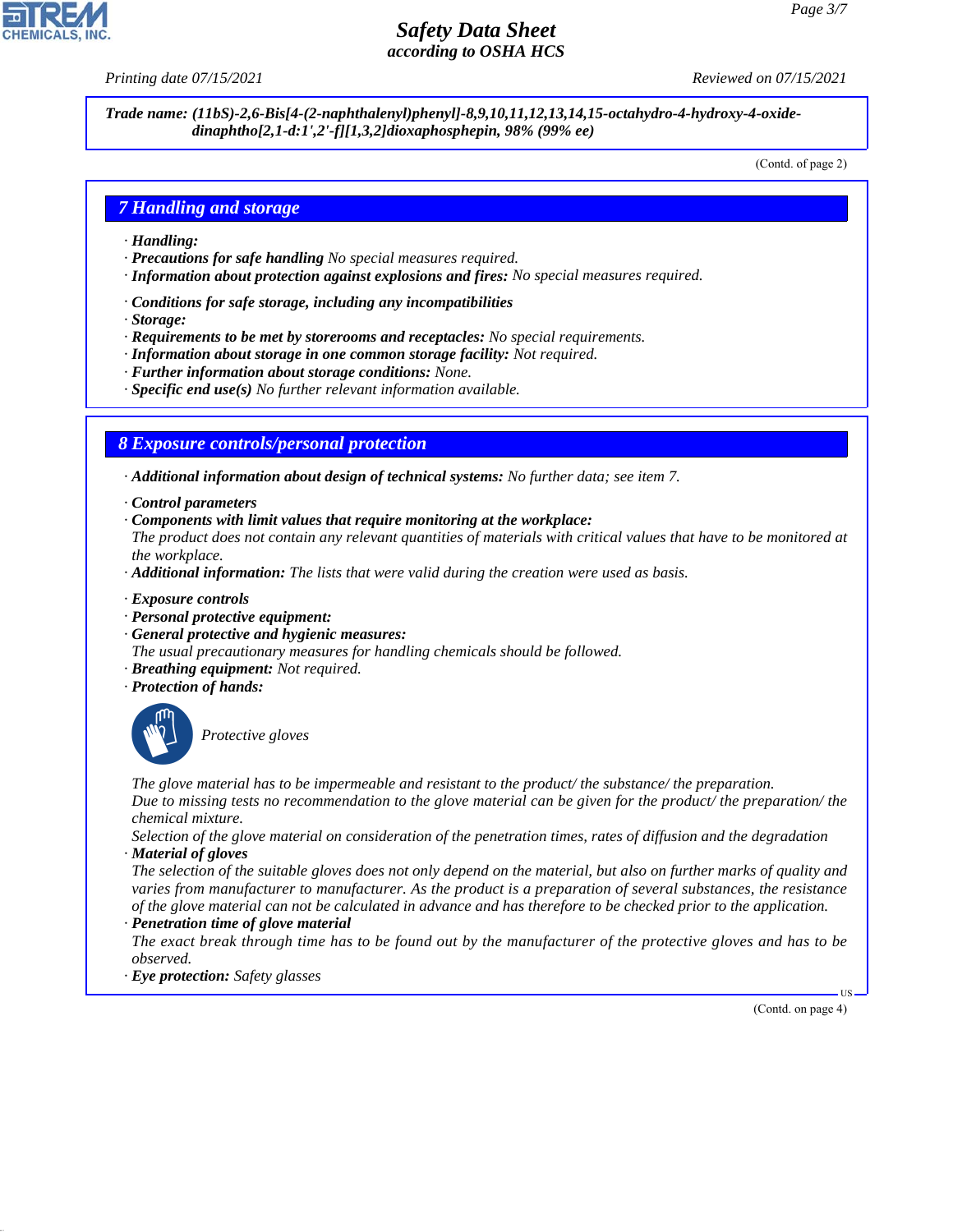Trade name: (11bS)-2,6-Bis[4-(2-naphthalenyl)phenyl]-8,9,10,11,12,13,14,15-octahydro-4-hydroxy-4-oxide-dinaphtho[2,1-d:1',2'-f][1,3,2]dioxaphosphepin, 98% (99% ee)

(Contd. of page 2)

## 7 Handling and storage

· **Handling:**
· **Precautions for safe handling** No special measures required.
· **Information about protection against explosions and fires:** No special measures required.

· **Conditions for safe storage, including any incompatibilities**
· **Storage:**
· **Requirements to be met by storerooms and receptacles:** No special requirements.
· **Information about storage in one common storage facility:** Not required.
· **Further information about storage conditions:** None.
· **Specific end use(s)** No further relevant information available.

## 8 Exposure controls/personal protection

· **Additional information about design of technical systems:** No further data; see item 7.

· **Control parameters**
· **Components with limit values that require monitoring at the workplace:**
The product does not contain any relevant quantities of materials with critical values that have to be monitored at the workplace.
· **Additional information:** The lists that were valid during the creation were used as basis.

· **Exposure controls**
· **Personal protective equipment:**
· **General protective and hygienic measures:**
The usual precautionary measures for handling chemicals should be followed.
· **Breathing equipment:** Not required.
· **Protection of hands:**

Protective gloves

The glove material has to be impermeable and resistant to the product/ the substance/ the preparation.
Due to missing tests no recommendation to the glove material can be given for the product/ the preparation/ the chemical mixture.
Selection of the glove material on consideration of the penetration times, rates of diffusion and the degradation
· **Material of gloves**
The selection of the suitable gloves does not only depend on the material, but also on further marks of quality and varies from manufacturer to manufacturer. As the product is a preparation of several substances, the resistance of the glove material can not be calculated in advance and has therefore to be checked prior to the application.
· **Penetration time of glove material**
The exact break through time has to be found out by the manufacturer of the protective gloves and has to be observed.
· **Eye protection:** Safety glasses

(Contd. on page 4)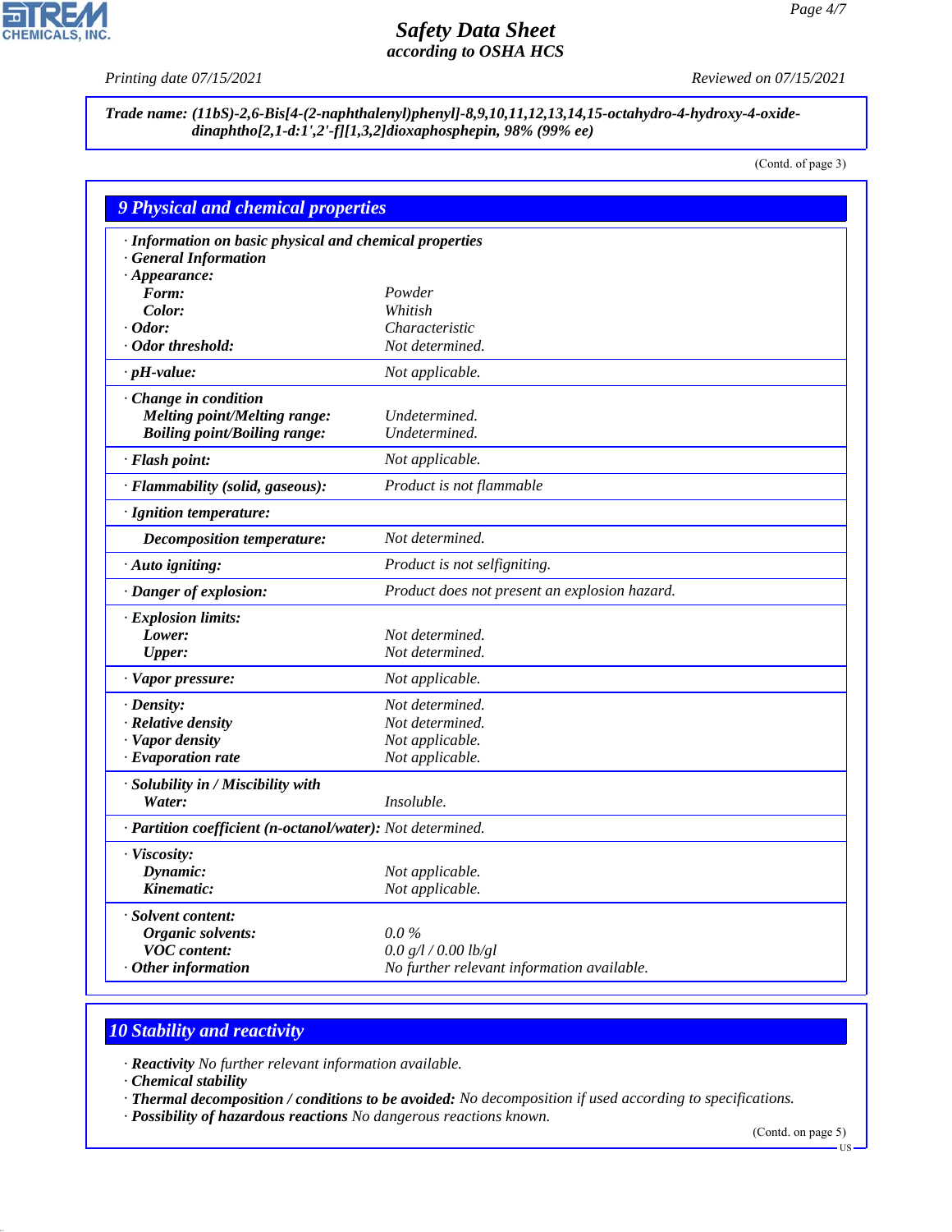**Trade name: (11bS)-2,6-Bis[4-(2-naphthalenyl)phenyl]-8,9,10,11,12,13,14,15-octahydro-4-hydroxy-4-oxide-dinaphtho[2,1-d:1',2'-f][1,3,2]dioxaphosphepin, 98% (99% ee)**

(Contd. of page 3)

## 9 Physical and chemical properties

| | |
|---|---|
| **· Information on basic physical and chemical properties** | |
| **· General Information** | |
| **· Appearance:** | |
| **Form:** | *Powder* |
| **Color:** | *Whitish* |
| **· Odor:** | *Characteristic* |
| **· Odor threshold:** | *Not determined.* |
| **· pH-value:** | *Not applicable.* |
| **· Change in condition** | |
| **Melting point/Melting range:** | *Undetermined.* |
| **Boiling point/Boiling range:** | *Undetermined.* |
| **· Flash point:** | *Not applicable.* |
| **· Flammability (solid, gaseous):** | *Product is not flammable* |
| **· Ignition temperature:** | |
| **Decomposition temperature:** | *Not determined.* |
| **· Auto igniting:** | *Product is not selfigniting.* |
| **· Danger of explosion:** | *Product does not present an explosion hazard.* |
| **· Explosion limits:** | |
| **Lower:** | *Not determined.* |
| **Upper:** | *Not determined.* |
| **· Vapor pressure:** | *Not applicable.* |
| **· Density:** | *Not determined.* |
| **· Relative density** | *Not determined.* |
| **· Vapor density** | *Not applicable.* |
| **· Evaporation rate** | *Not applicable.* |
| **· Solubility in / Miscibility with** | |
| **Water:** | *Insoluble.* |
| **· Partition coefficient (n-octanol/water):** | *Not determined.* |
| **· Viscosity:** | |
| **Dynamic:** | *Not applicable.* |
| **Kinematic:** | *Not applicable.* |
| **· Solvent content:** | |
| **Organic solvents:** | *0.0 %* |
| **VOC content:** | *0.0 g/l / 0.00 lb/gl* |
| **· Other information** | *No further relevant information available.* |

## 10 Stability and reactivity

· **Reactivity** *No further relevant information available.*
· **Chemical stability**
· **Thermal decomposition / conditions to be avoided:** *No decomposition if used according to specifications.*
· **Possibility of hazardous reactions** *No dangerous reactions known.*

(Contd. on page 5)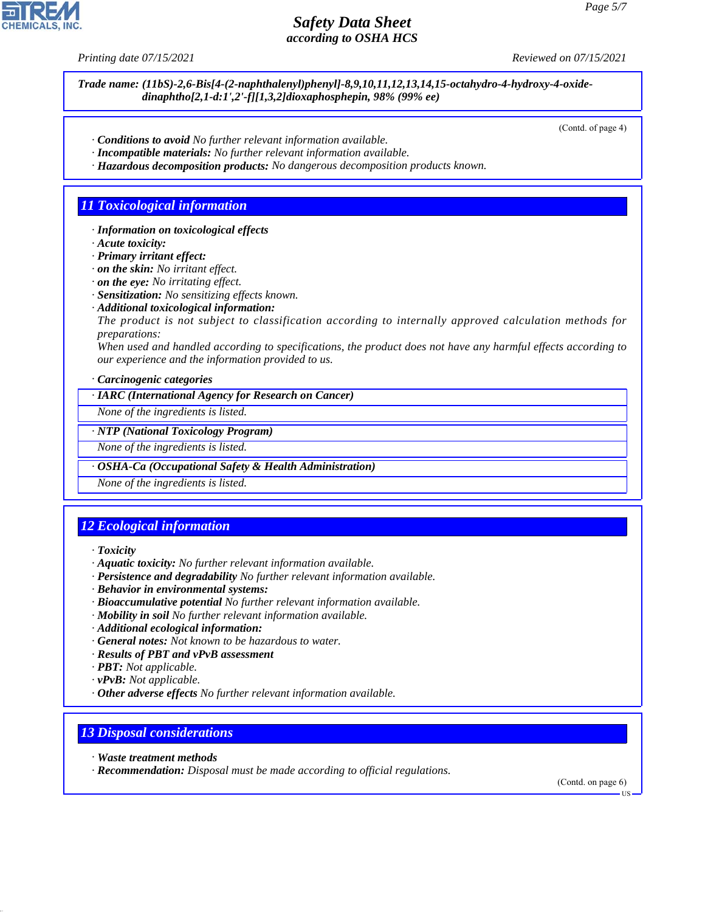**Trade name: (11bS)-2,6-Bis[4-(2-naphthalenyl)phenyl]-8,9,10,11,12,13,14,15-octahydro-4-hydroxy-4-oxide-dinaphtho[2,1-d:1',2'-f][1,3,2]dioxaphosphepin, 98% (99% ee)**

(Contd. of page 4)

· **Conditions to avoid** No further relevant information available.
· **Incompatible materials:** No further relevant information available.
· **Hazardous decomposition products:** No dangerous decomposition products known.

## 11 Toxicological information

· **Information on toxicological effects**
· **Acute toxicity:**
· **Primary irritant effect:**
· **on the skin:** No irritant effect.
· **on the eye:** No irritating effect.
· **Sensitization:** No sensitizing effects known.
· **Additional toxicological information:**
The product is not subject to classification according to internally approved calculation methods for preparations:
When used and handled according to specifications, the product does not have any harmful effects according to our experience and the information provided to us.

· **Carcinogenic categories**

· **IARC (International Agency for Research on Cancer)**
None of the ingredients is listed.

· **NTP (National Toxicology Program)**
None of the ingredients is listed.

· **OSHA-Ca (Occupational Safety & Health Administration)**
None of the ingredients is listed.

## 12 Ecological information

· **Toxicity**
· **Aquatic toxicity:** No further relevant information available.
· **Persistence and degradability** No further relevant information available.
· **Behavior in environmental systems:**
· **Bioaccumulative potential** No further relevant information available.
· **Mobility in soil** No further relevant information available.
· **Additional ecological information:**
· **General notes:** Not known to be hazardous to water.
· **Results of PBT and vPvB assessment**
· **PBT:** Not applicable.
· **vPvB:** Not applicable.
· **Other adverse effects** No further relevant information available.

## 13 Disposal considerations

· **Waste treatment methods**
· **Recommendation:** Disposal must be made according to official regulations.

(Contd. on page 6)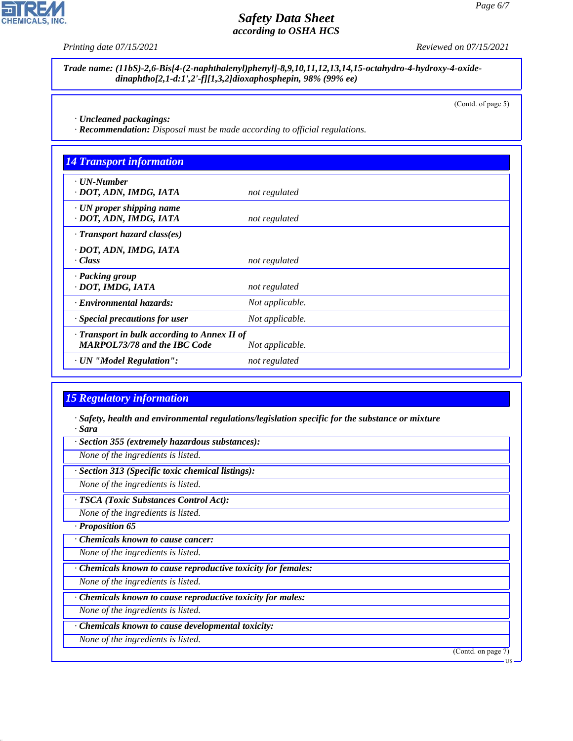**Trade name:** *(11bS)-2,6-Bis[4-(2-naphthalenyl)phenyl]-8,9,10,11,12,13,14,15-octahydro-4-hydroxy-4-oxide-dinaphtho[2,1-d:1',2'-f][1,3,2]dioxaphosphepin, 98% (99% ee)*

(Contd. of page 5)

· **Uncleaned packagings:**
· **Recommendation:** Disposal must be made according to official regulations.

## 14 Transport information

| | |
|---|---|
| · **UN-Number**<br>· **DOT, ADN, IMDG, IATA** | not regulated |
| · **UN proper shipping name**<br>· **DOT, ADN, IMDG, IATA** | not regulated |
| · **Transport hazard class(es)**<br>· **DOT, ADN, IMDG, IATA**<br>· **Class** | not regulated |
| · **Packing group**<br>· **DOT, IMDG, IATA** | not regulated |
| · **Environmental hazards:** | Not applicable. |
| · **Special precautions for user** | Not applicable. |
| · **Transport in bulk according to Annex II of MARPOL73/78 and the IBC Code** | Not applicable. |
| · **UN "Model Regulation":** | not regulated |

## 15 Regulatory information

· **Safety, health and environmental regulations/legislation specific for the substance or mixture**
· **Sara**

· **Section 355 (extremely hazardous substances):**
None of the ingredients is listed.

· **Section 313 (Specific toxic chemical listings):**
None of the ingredients is listed.

· **TSCA (Toxic Substances Control Act):**
None of the ingredients is listed.

· **Proposition 65**

· **Chemicals known to cause cancer:**
None of the ingredients is listed.

· **Chemicals known to cause reproductive toxicity for females:**
None of the ingredients is listed.

· **Chemicals known to cause reproductive toxicity for males:**
None of the ingredients is listed.

· **Chemicals known to cause developmental toxicity:**
None of the ingredients is listed.

(Contd. on page 7)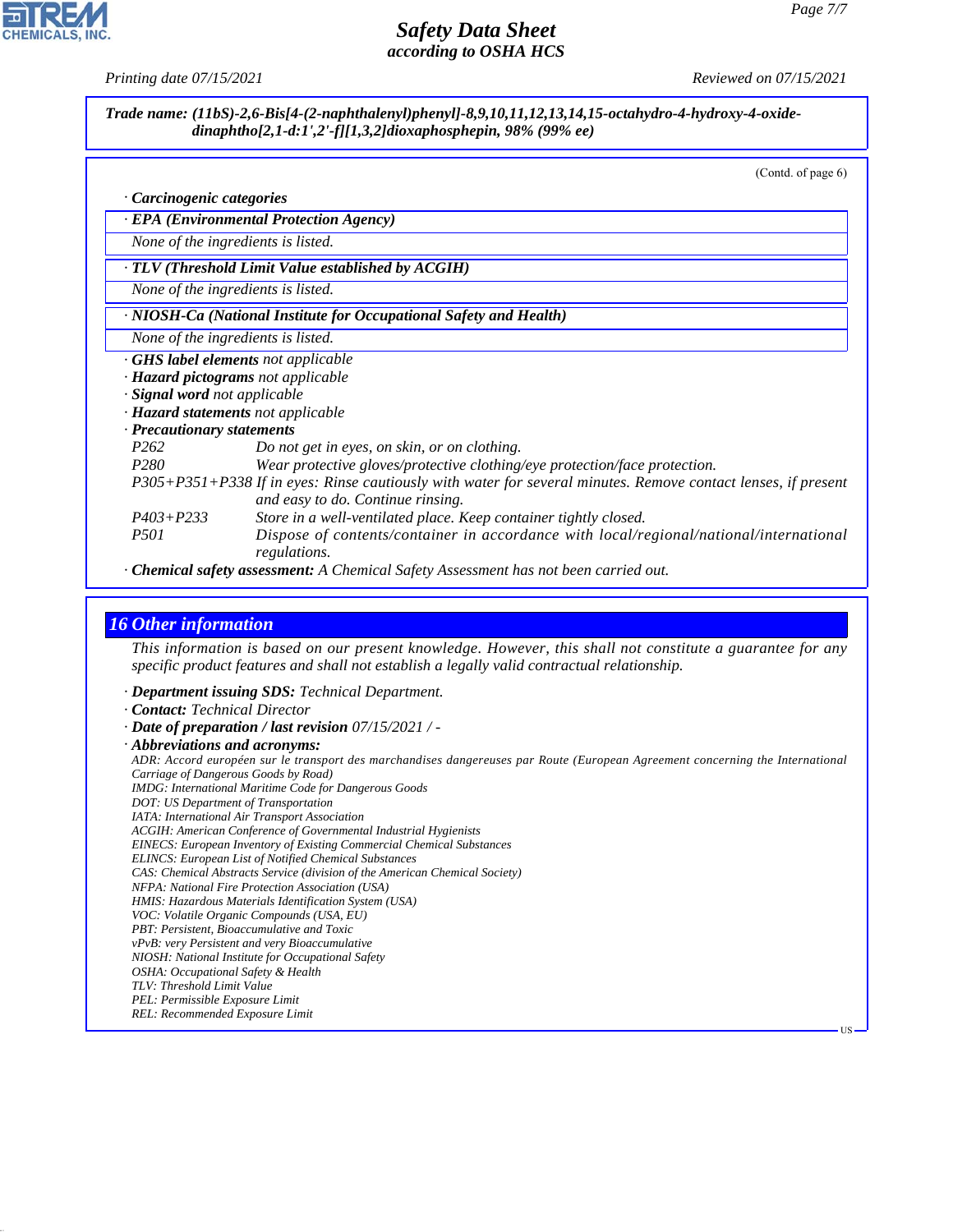**Trade name: (11bS)-2,6-Bis[4-(2-naphthalenyl)phenyl]-8,9,10,11,12,13,14,15-octahydro-4-hydroxy-4-oxide-dinaphtho[2,1-d:1',2'-f][1,3,2]dioxaphosphepin, 98% (99% ee)**

(Contd. of page 6)

· **Carcinogenic categories**

· **EPA (Environmental Protection Agency)**

None of the ingredients is listed.

· **TLV (Threshold Limit Value established by ACGIH)**

None of the ingredients is listed.

· **NIOSH-Ca (National Institute for Occupational Safety and Health)**

None of the ingredients is listed.

· **GHS label elements** not applicable
· **Hazard pictograms** not applicable
· **Signal word** not applicable
· **Hazard statements** not applicable
· **Precautionary statements**

| | |
|---|---|
| P262 | Do not get in eyes, on skin, or on clothing. |
| P280 | Wear protective gloves/protective clothing/eye protection/face protection. |
| P305+P351+P338 | If in eyes: Rinse cautiously with water for several minutes. Remove contact lenses, if present and easy to do. Continue rinsing. |
| P403+P233 | Store in a well-ventilated place. Keep container tightly closed. |
| P501 | Dispose of contents/container in accordance with local/regional/national/international regulations. |

· **Chemical safety assessment:** A Chemical Safety Assessment has not been carried out.

## 16 Other information

This information is based on our present knowledge. However, this shall not constitute a guarantee for any specific product features and shall not establish a legally valid contractual relationship.

· **Department issuing SDS:** Technical Department.
· **Contact:** Technical Director
· **Date of preparation / last revision** 07/15/2021 / -
· **Abbreviations and acronyms:**

ADR: Accord européen sur le transport des marchandises dangereuses par Route (European Agreement concerning the International Carriage of Dangerous Goods by Road)
IMDG: International Maritime Code for Dangerous Goods
DOT: US Department of Transportation
IATA: International Air Transport Association
ACGIH: American Conference of Governmental Industrial Hygienists
EINECS: European Inventory of Existing Commercial Chemical Substances
ELINCS: European List of Notified Chemical Substances
CAS: Chemical Abstracts Service (division of the American Chemical Society)
NFPA: National Fire Protection Association (USA)
HMIS: Hazardous Materials Identification System (USA)
VOC: Volatile Organic Compounds (USA, EU)
PBT: Persistent, Bioaccumulative and Toxic
vPvB: very Persistent and very Bioaccumulative
NIOSH: National Institute for Occupational Safety
OSHA: Occupational Safety & Health
TLV: Threshold Limit Value
PEL: Permissible Exposure Limit
REL: Recommended Exposure Limit